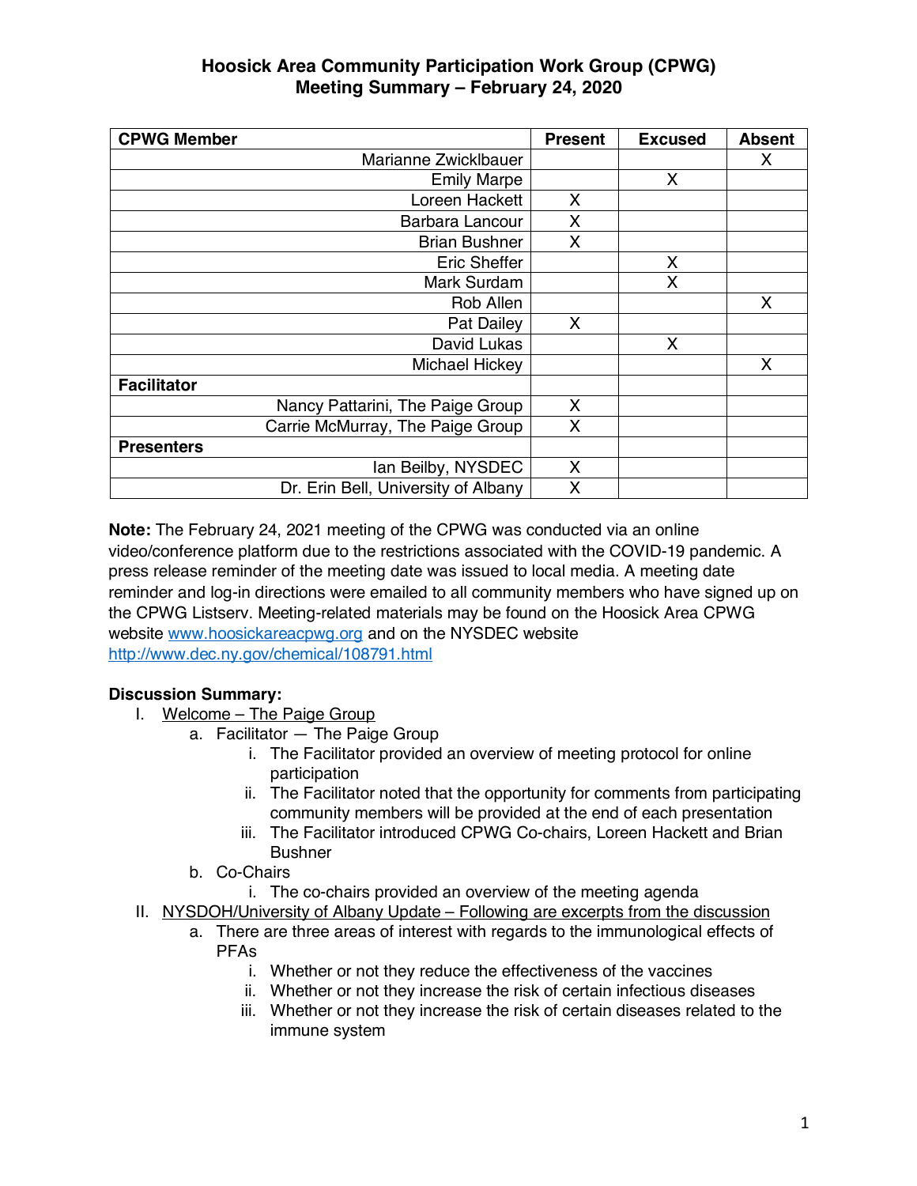# Hoosick Area Community Participation Work Group (CPWG)
## Meeting Summary – February 24, 2020

| CPWG Member | Present | Excused | Absent |
|---|---|---|---|
| Marianne Zwicklbauer | | | X |
| Emily Marpe | | X | |
| Loreen Hackett | X | | |
| Barbara Lancour | X | | |
| Brian Bushner | X | | |
| Eric Sheffer | | X | |
| Mark Surdam | | X | |
| Rob Allen | | | X |
| Pat Dailey | X | | |
| David Lukas | | X | |
| Michael Hickey | | | X |
| **Facilitator** | | | |
| Nancy Pattarini, The Paige Group | X | | |
| Carrie McMurray, The Paige Group | X | | |
| **Presenters** | | | |
| Ian Beilby, NYSDEC | X | | |
| Dr. Erin Bell, University of Albany | X | | |

**Note:** The February 24, 2021 meeting of the CPWG was conducted via an online video/conference platform due to the restrictions associated with the COVID-19 pandemic. A press release reminder of the meeting date was issued to local media. A meeting date reminder and log-in directions were emailed to all community members who have signed up on the CPWG Listserv. Meeting-related materials may be found on the Hoosick Area CPWG website www.hoosickareacpwg.org and on the NYSDEC website http://www.dec.ny.gov/chemical/108791.html

**Discussion Summary:**

I. Welcome – The Paige Group
   a. Facilitator — The Paige Group
      i. The Facilitator provided an overview of meeting protocol for online participation
      ii. The Facilitator noted that the opportunity for comments from participating community members will be provided at the end of each presentation
      iii. The Facilitator introduced CPWG Co-chairs, Loreen Hackett and Brian Bushner
   b. Co-Chairs
      i. The co-chairs provided an overview of the meeting agenda

II. NYSDOH/University of Albany Update – Following are excerpts from the discussion
   a. There are three areas of interest with regards to the immunological effects of PFAs
      i. Whether or not they reduce the effectiveness of the vaccines
      ii. Whether or not they increase the risk of certain infectious diseases
      iii. Whether or not they increase the risk of certain diseases related to the immune system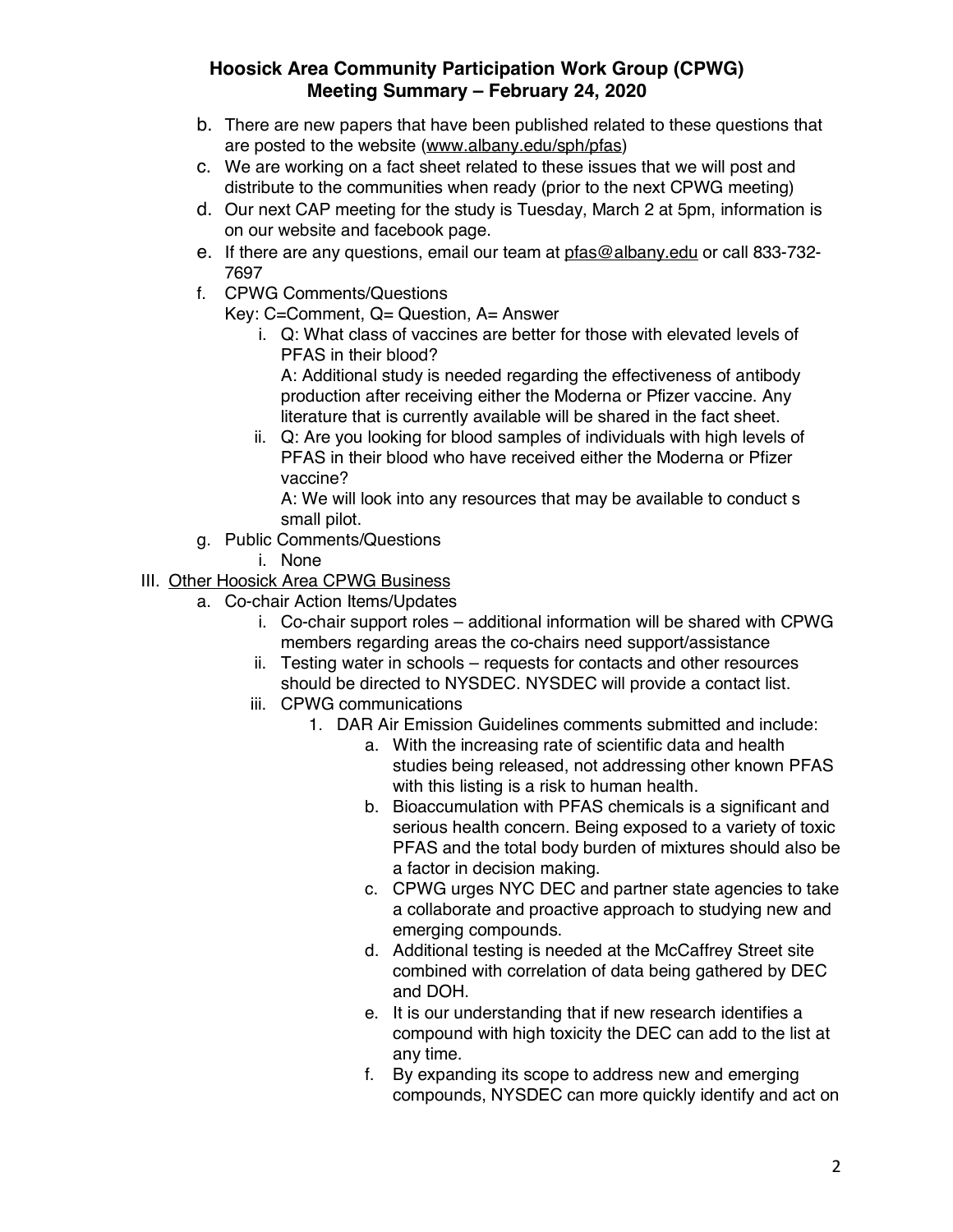b. There are new papers that have been published related to these questions that are posted to the website (www.albany.edu/sph/pfas)
c. We are working on a fact sheet related to these issues that we will post and distribute to the communities when ready (prior to the next CPWG meeting)
d. Our next CAP meeting for the study is Tuesday, March 2 at 5pm, information is on our website and facebook page.
e. If there are any questions, email our team at pfas@albany.edu or call 833-732-7697
f. CPWG Comments/Questions
   Key: C=Comment, Q= Question, A= Answer
   i. Q: What class of vaccines are better for those with elevated levels of PFAS in their blood?
      A: Additional study is needed regarding the effectiveness of antibody production after receiving either the Moderna or Pfizer vaccine. Any literature that is currently available will be shared in the fact sheet.
   ii. Q: Are you looking for blood samples of individuals with high levels of PFAS in their blood who have received either the Moderna or Pfizer vaccine?
      A: We will look into any resources that may be available to conduct s small pilot.
g. Public Comments/Questions
   i. None

III. <u>Other Hoosick Area CPWG Business</u>
   a. Co-chair Action Items/Updates
      i. Co-chair support roles – additional information will be shared with CPWG members regarding areas the co-chairs need support/assistance
      ii. Testing water in schools – requests for contacts and other resources should be directed to NYSDEC. NYSDEC will provide a contact list.
      iii. CPWG communications
         1. DAR Air Emission Guidelines comments submitted and include:
            a. With the increasing rate of scientific data and health studies being released, not addressing other known PFAS with this listing is a risk to human health.
            b. Bioaccumulation with PFAS chemicals is a significant and serious health concern. Being exposed to a variety of toxic PFAS and the total body burden of mixtures should also be a factor in decision making.
            c. CPWG urges NYC DEC and partner state agencies to take a collaborate and proactive approach to studying new and emerging compounds.
            d. Additional testing is needed at the McCaffrey Street site combined with correlation of data being gathered by DEC and DOH.
            e. It is our understanding that if new research identifies a compound with high toxicity the DEC can add to the list at any time.
            f. By expanding its scope to address new and emerging compounds, NYSDEC can more quickly identify and act on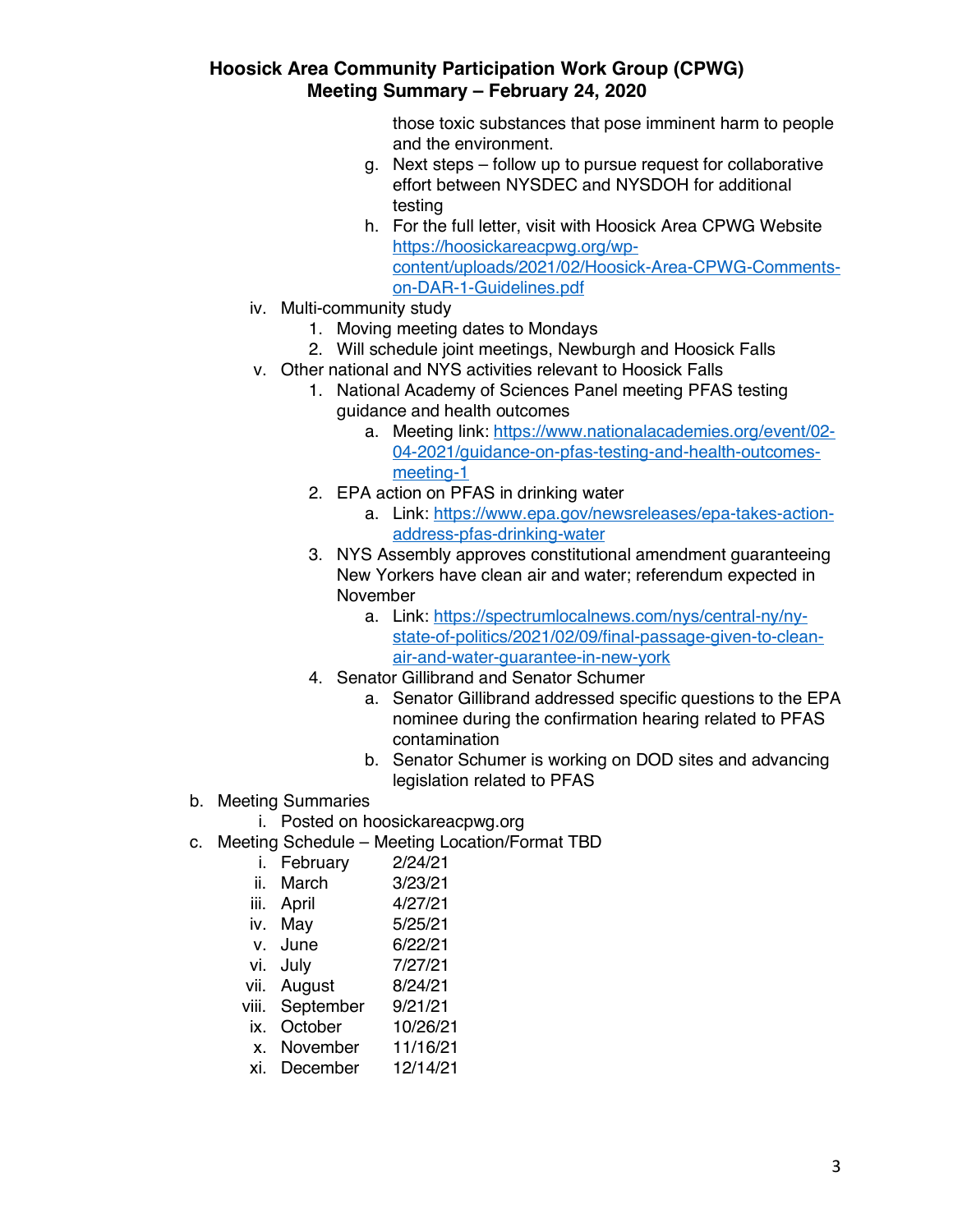those toxic substances that pose imminent harm to people and the environment.

g. Next steps – follow up to pursue request for collaborative effort between NYSDEC and NYSDOH for additional testing

h. For the full letter, visit with Hoosick Area CPWG Website https://hoosickareacpwg.org/wp-content/uploads/2021/02/Hoosick-Area-CPWG-Comments-on-DAR-1-Guidelines.pdf

iv. Multi-community study
   1. Moving meeting dates to Mondays
   2. Will schedule joint meetings, Newburgh and Hoosick Falls

v. Other national and NYS activities relevant to Hoosick Falls
   1. National Academy of Sciences Panel meeting PFAS testing guidance and health outcomes
      a. Meeting link: https://www.nationalacademies.org/event/02-04-2021/guidance-on-pfas-testing-and-health-outcomes-meeting-1
   2. EPA action on PFAS in drinking water
      a. Link: https://www.epa.gov/newsreleases/epa-takes-action-address-pfas-drinking-water
   3. NYS Assembly approves constitutional amendment guaranteeing New Yorkers have clean air and water; referendum expected in November
      a. Link: https://spectrumlocalnews.com/nys/central-ny/ny-state-of-politics/2021/02/09/final-passage-given-to-clean-air-and-water-guarantee-in-new-york
   4. Senator Gillibrand and Senator Schumer
      a. Senator Gillibrand addressed specific questions to the EPA nominee during the confirmation hearing related to PFAS contamination
      b. Senator Schumer is working on DOD sites and advancing legislation related to PFAS

b. Meeting Summaries
   i. Posted on hoosickareacpwg.org

c. Meeting Schedule – Meeting Location/Format TBD
   i. February 2/24/21
   ii. March 3/23/21
   iii. April 4/27/21
   iv. May 5/25/21
   v. June 6/22/21
   vi. July 7/27/21
   vii. August 8/24/21
   viii. September 9/21/21
   ix. October 10/26/21
   x. November 11/16/21
   xi. December 12/14/21